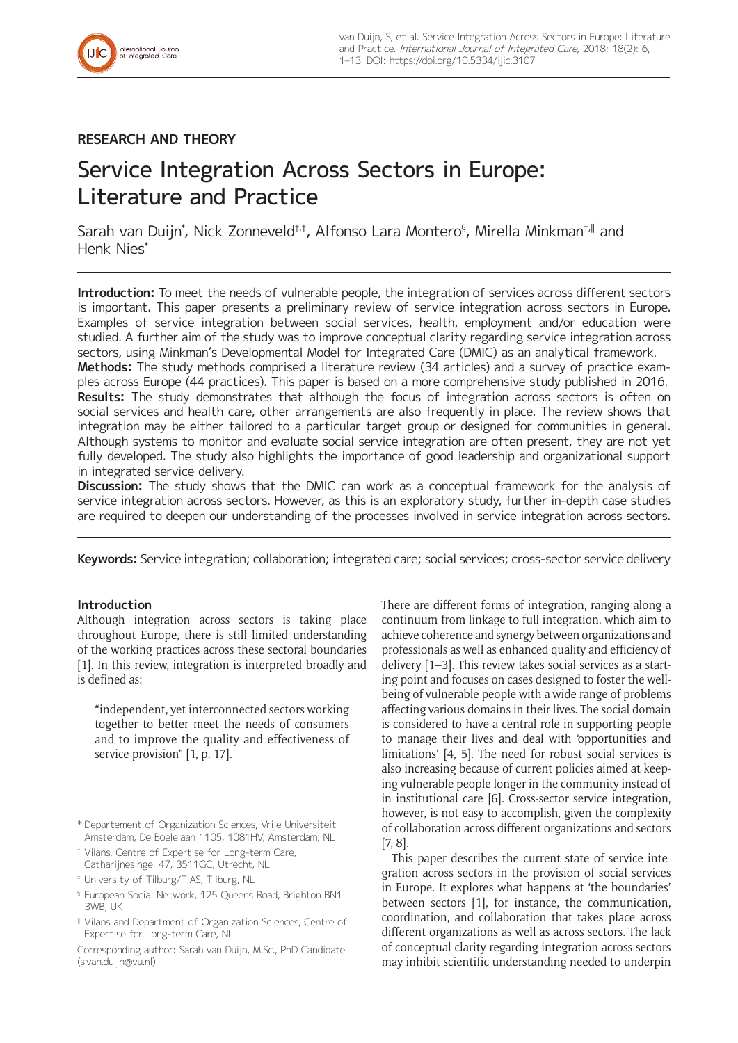RESEARCH AND THEORY

# Service Integration Across Sectors in Europe: Literature and Practice

Sarah van Duijn[*], Nick Zonneveld[†,‡], Alfonso Lara Montero[§], Mirella Minkman[‡,‖] and Henk Nies[*]

**Introduction:** To meet the needs of vulnerable people, the integration of services across different sectors is important. This paper presents a preliminary review of service integration across sectors in Europe. Examples of service integration between social services, health, employment and/or education were studied. A further aim of the study was to improve conceptual clarity regarding service integration across sectors, using Minkman's Developmental Model for Integrated Care (DMIC) as an analytical framework.

**Methods:** The study methods comprised a literature review (34 articles) and a survey of practice examples across Europe (44 practices). This paper is based on a more comprehensive study published in 2016.

**Results:** The study demonstrates that although the focus of integration across sectors is often on social services and health care, other arrangements are also frequently in place. The review shows that integration may be either tailored to a particular target group or designed for communities in general. Although systems to monitor and evaluate social service integration are often present, they are not yet fully developed. The study also highlights the importance of good leadership and organizational support in integrated service delivery.

**Discussion:** The study shows that the DMIC can work as a conceptual framework for the analysis of service integration across sectors. However, as this is an exploratory study, further in-depth case studies are required to deepen our understanding of the processes involved in service integration across sectors.

**Keywords:** Service integration; collaboration; integrated care; social services; cross-sector service delivery

## Introduction

Although integration across sectors is taking place throughout Europe, there is still limited understanding of the working practices across these sectoral boundaries [1]. In this review, integration is interpreted broadly and is defined as:

> "independent, yet interconnected sectors working together to better meet the needs of consumers and to improve the quality and effectiveness of service provision" [1, p. 17].

There are different forms of integration, ranging along a continuum from linkage to full integration, which aim to achieve coherence and synergy between organizations and professionals as well as enhanced quality and efficiency of delivery [1–3]. This review takes social services as a starting point and focuses on cases designed to foster the well-being of vulnerable people with a wide range of problems affecting various domains in their lives. The social domain is considered to have a central role in supporting people to manage their lives and deal with 'opportunities and limitations' [4, 5]. The need for robust social services is also increasing because of current policies aimed at keeping vulnerable people longer in the community instead of in institutional care [6]. Cross-sector service integration, however, is not easy to accomplish, given the complexity of collaboration across different organizations and sectors [7, 8].

This paper describes the current state of service integration across sectors in the provision of social services in Europe. It explores what happens at 'the boundaries' between sectors [1], for instance, the communication, coordination, and collaboration that takes place across different organizations as well as across sectors. The lack of conceptual clarity regarding integration across sectors may inhibit scientific understanding needed to underpin

---

[*] Departement of Organization Sciences, Vrije Universiteit Amsterdam, De Boelelaan 1105, 1081HV, Amsterdam, NL

[†] Vilans, Centre of Expertise for Long-term Care, Catharijnesingel 47, 3511GC, Utrecht, NL

[‡] University of Tilburg/TIAS, Tilburg, NL

[§] European Social Network, 125 Queens Road, Brighton BN1 3WB, UK

[‖] Vilans and Department of Organization Sciences, Centre of Expertise for Long-term Care, NL

Corresponding author: Sarah van Duijn, M.Sc., PhD Candidate (s.van.duijn@vu.nl)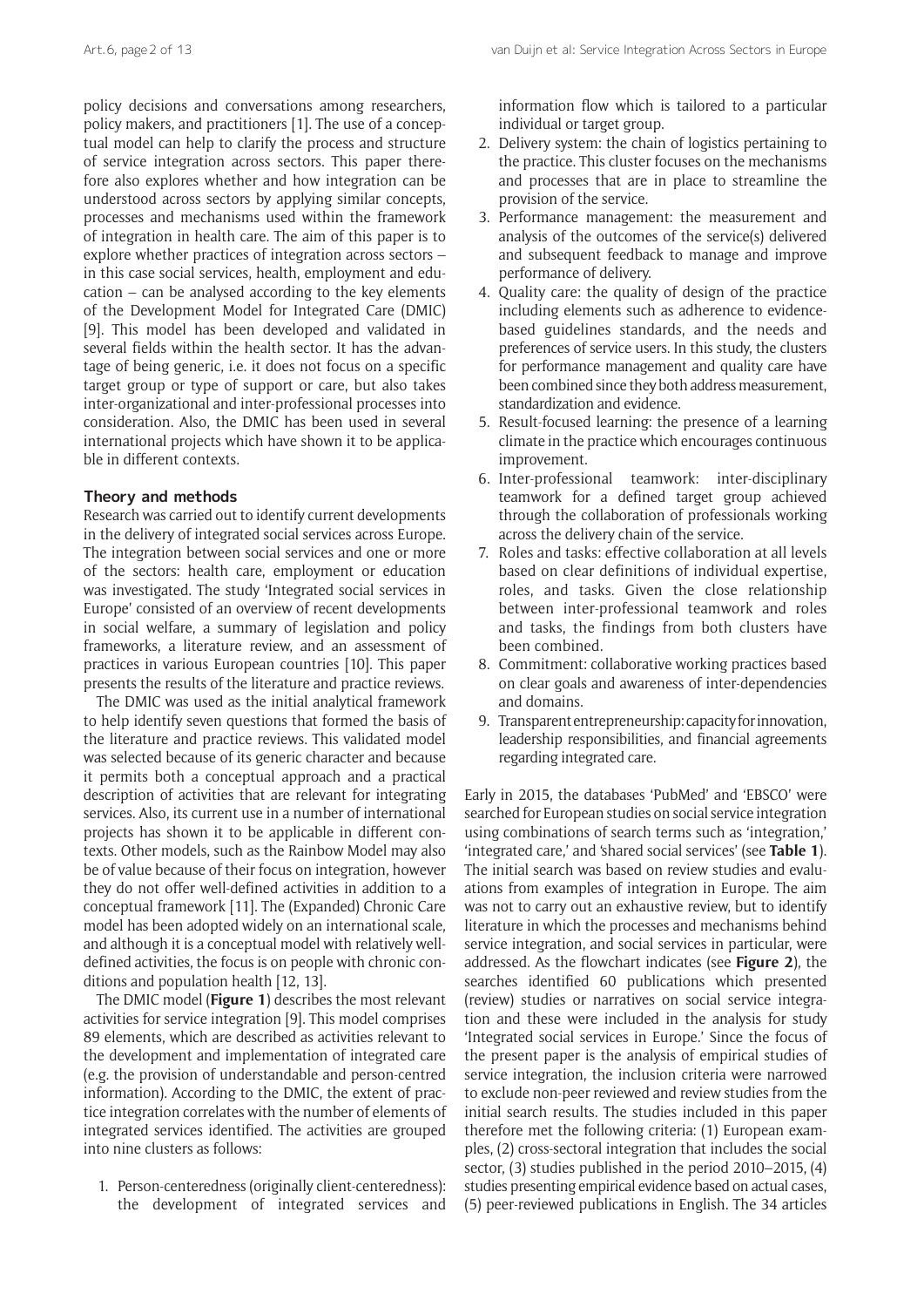policy decisions and conversations among researchers, policy makers, and practitioners [1]. The use of a conceptual model can help to clarify the process and structure of service integration across sectors. This paper therefore also explores whether and how integration can be understood across sectors by applying similar concepts, processes and mechanisms used within the framework of integration in health care. The aim of this paper is to explore whether practices of integration across sectors – in this case social services, health, employment and education – can be analysed according to the key elements of the Development Model for Integrated Care (DMIC) [9]. This model has been developed and validated in several fields within the health sector. It has the advantage of being generic, i.e. it does not focus on a specific target group or type of support or care, but also takes inter-organizational and inter-professional processes into consideration. Also, the DMIC has been used in several international projects which have shown it to be applicable in different contexts.

## Theory and methods

Research was carried out to identify current developments in the delivery of integrated social services across Europe. The integration between social services and one or more of the sectors: health care, employment or education was investigated. The study 'Integrated social services in Europe' consisted of an overview of recent developments in social welfare, a summary of legislation and policy frameworks, a literature review, and an assessment of practices in various European countries [10]. This paper presents the results of the literature and practice reviews.

The DMIC was used as the initial analytical framework to help identify seven questions that formed the basis of the literature and practice reviews. This validated model was selected because of its generic character and because it permits both a conceptual approach and a practical description of activities that are relevant for integrating services. Also, its current use in a number of international projects has shown it to be applicable in different contexts. Other models, such as the Rainbow Model may also be of value because of their focus on integration, however they do not offer well-defined activities in addition to a conceptual framework [11]. The (Expanded) Chronic Care model has been adopted widely on an international scale, and although it is a conceptual model with relatively well-defined activities, the focus is on people with chronic conditions and population health [12, 13].

The DMIC model (**Figure 1**) describes the most relevant activities for service integration [9]. This model comprises 89 elements, which are described as activities relevant to the development and implementation of integrated care (e.g. the provision of understandable and person-centred information). According to the DMIC, the extent of practice integration correlates with the number of elements of integrated services identified. The activities are grouped into nine clusters as follows:

1. Person-centeredness (originally client-centeredness): the development of integrated services and information flow which is tailored to a particular individual or target group.
2. Delivery system: the chain of logistics pertaining to the practice. This cluster focuses on the mechanisms and processes that are in place to streamline the provision of the service.
3. Performance management: the measurement and analysis of the outcomes of the service(s) delivered and subsequent feedback to manage and improve performance of delivery.
4. Quality care: the quality of design of the practice including elements such as adherence to evidence-based guidelines standards, and the needs and preferences of service users. In this study, the clusters for performance management and quality care have been combined since they both address measurement, standardization and evidence.
5. Result-focused learning: the presence of a learning climate in the practice which encourages continuous improvement.
6. Inter-professional teamwork: inter-disciplinary teamwork for a defined target group achieved through the collaboration of professionals working across the delivery chain of the service.
7. Roles and tasks: effective collaboration at all levels based on clear definitions of individual expertise, roles, and tasks. Given the close relationship between inter-professional teamwork and roles and tasks, the findings from both clusters have been combined.
8. Commitment: collaborative working practices based on clear goals and awareness of inter-dependencies and domains.
9. Transparent entrepreneurship: capacity for innovation, leadership responsibilities, and financial agreements regarding integrated care.

Early in 2015, the databases 'PubMed' and 'EBSCO' were searched for European studies on social service integration using combinations of search terms such as 'integration,' 'integrated care,' and 'shared social services' (see **Table 1**). The initial search was based on review studies and evaluations from examples of integration in Europe. The aim was not to carry out an exhaustive review, but to identify literature in which the processes and mechanisms behind service integration, and social services in particular, were addressed. As the flowchart indicates (see **Figure 2**), the searches identified 60 publications which presented (review) studies or narratives on social service integration and these were included in the analysis for study 'Integrated social services in Europe.' Since the focus of the present paper is the analysis of empirical studies of service integration, the inclusion criteria were narrowed to exclude non-peer reviewed and review studies from the initial search results. The studies included in this paper therefore met the following criteria: (1) European examples, (2) cross-sectoral integration that includes the social sector, (3) studies published in the period 2010–2015, (4) studies presenting empirical evidence based on actual cases, (5) peer-reviewed publications in English. The 34 articles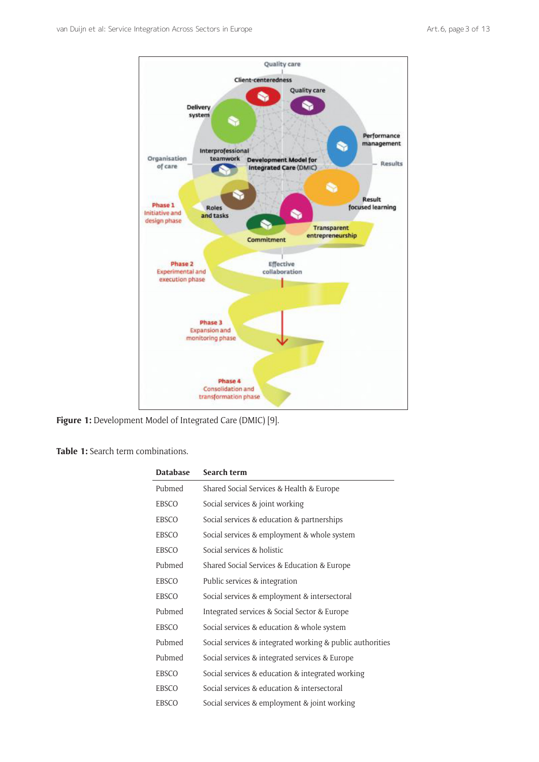**Figure 1:** Development Model of Integrated Care (DMIC) [9].

**Table 1:** Search term combinations.

| Database | Search term |
| --- | --- |
| Pubmed | Shared Social Services & Health & Europe |
| EBSCO | Social services & joint working |
| EBSCO | Social services & education & partnerships |
| EBSCO | Social services & employment & whole system |
| EBSCO | Social services & holistic |
| Pubmed | Shared Social Services & Education & Europe |
| EBSCO | Public services & integration |
| EBSCO | Social services & employment & intersectoral |
| Pubmed | Integrated services & Social Sector & Europe |
| EBSCO | Social services & education & whole system |
| Pubmed | Social services & integrated working & public authorities |
| Pubmed | Social services & integrated services & Europe |
| EBSCO | Social services & education & integrated working |
| EBSCO | Social services & education & intersectoral |
| EBSCO | Social services & employment & joint working |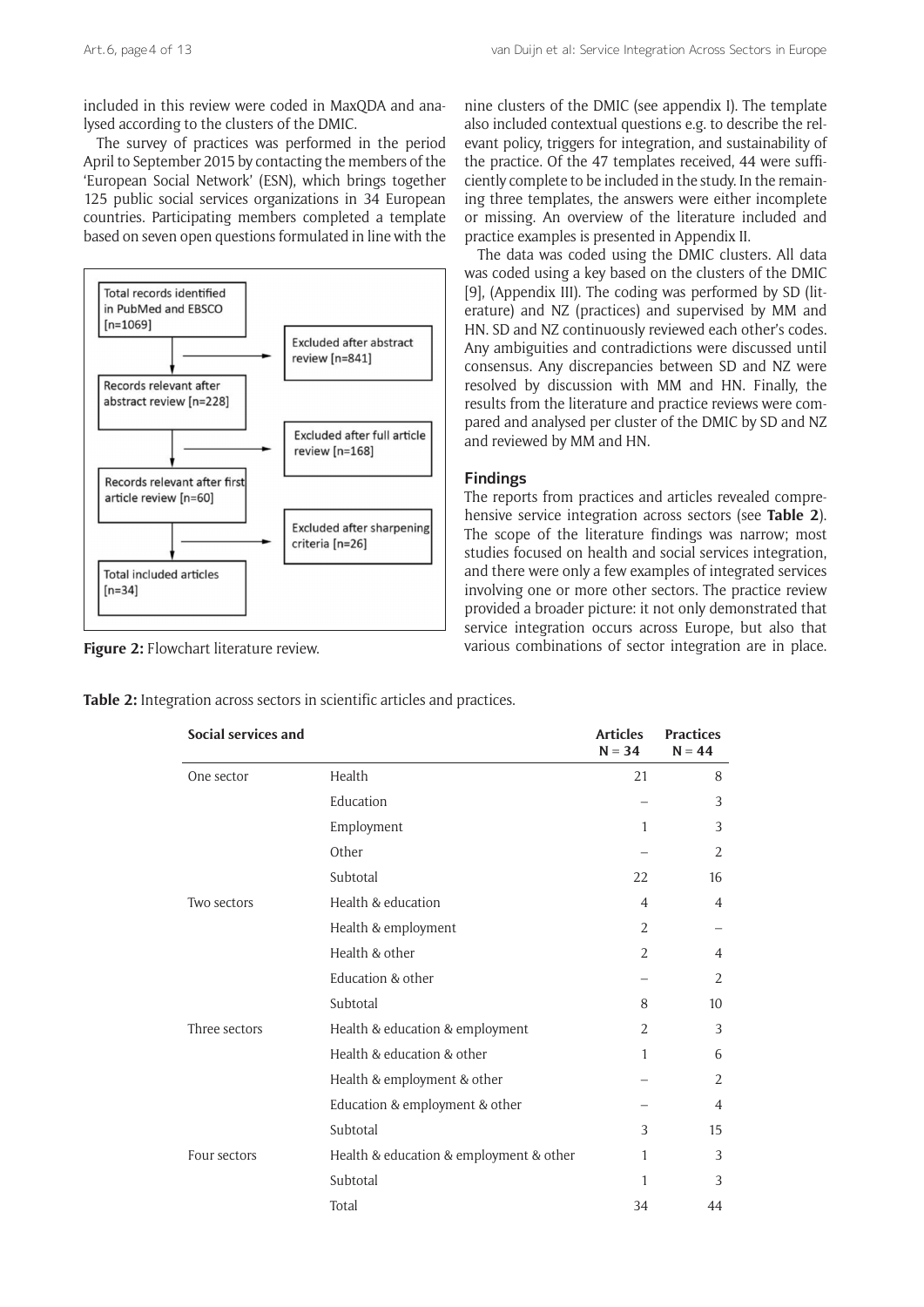included in this review were coded in MaxQDA and analysed according to the clusters of the DMIC.

The survey of practices was performed in the period April to September 2015 by contacting the members of the 'European Social Network' (ESN), which brings together 125 public social services organizations in 34 European countries. Participating members completed a template based on seven open questions formulated in line with the nine clusters of the DMIC (see appendix I). The template also included contextual questions e.g. to describe the relevant policy, triggers for integration, and sustainability of the practice. Of the 47 templates received, 44 were sufficiently complete to be included in the study. In the remaining three templates, the answers were either incomplete or missing. An overview of the literature included and practice examples is presented in Appendix II.

The data was coded using the DMIC clusters. All data was coded using a key based on the clusters of the DMIC [9], (Appendix III). The coding was performed by SD (literature) and NZ (practices) and supervised by MM and HN. SD and NZ continuously reviewed each other's codes. Any ambiguities and contradictions were discussed until consensus. Any discrepancies between SD and NZ were resolved by discussion with MM and HN. Finally, the results from the literature and practice reviews were compared and analysed per cluster of the DMIC by SD and NZ and reviewed by MM and HN.

Total records identified in PubMed and EBSCO [n=1069]

Excluded after abstract review [n=841]

Records relevant after abstract review [n=228]

Excluded after full article review [n=168]

Records relevant after first article review [n=60]

Excluded after sharpening criteria [n=26]

Total included articles [n=34]

**Figure 2:** Flowchart literature review.

## Findings

The reports from practices and articles revealed comprehensive service integration across sectors (see **Table 2**). The scope of the literature findings was narrow; most studies focused on health and social services integration, and there were only a few examples of integrated services involving one or more other sectors. The practice review provided a broader picture: it not only demonstrated that service integration occurs across Europe, but also that various combinations of sector integration are in place.

**Table 2:** Integration across sectors in scientific articles and practices.

| Social services and | | Articles N = 34 | Practices N = 44 |
|---|---|---|---|
| One sector | Health | 21 | 8 |
| | Education | – | 3 |
| | Employment | 1 | 3 |
| | Other | – | 2 |
| | Subtotal | 22 | 16 |
| Two sectors | Health & education | 4 | 4 |
| | Health & employment | 2 | – |
| | Health & other | 2 | 4 |
| | Education & other | – | 2 |
| | Subtotal | 8 | 10 |
| Three sectors | Health & education & employment | 2 | 3 |
| | Health & education & other | 1 | 6 |
| | Health & employment & other | – | 2 |
| | Education & employment & other | – | 4 |
| | Subtotal | 3 | 15 |
| Four sectors | Health & education & employment & other | 1 | 3 |
| | Subtotal | 1 | 3 |
| | Total | 34 | 44 |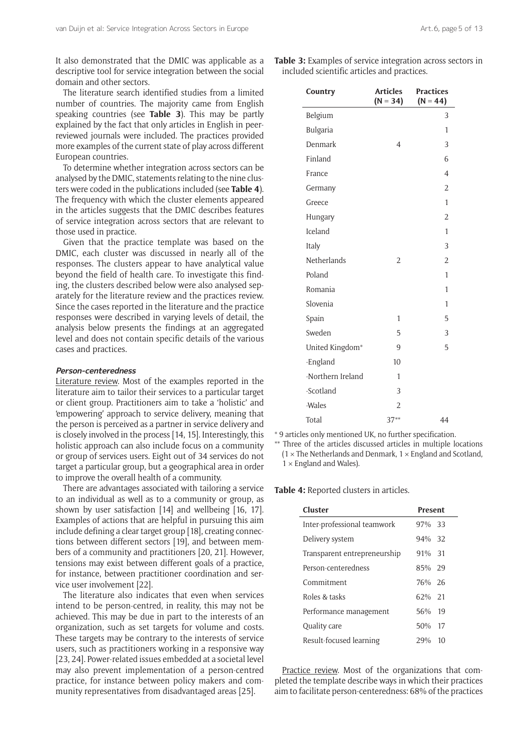It also demonstrated that the DMIC was applicable as a descriptive tool for service integration between the social domain and other sectors.

The literature search identified studies from a limited number of countries. The majority came from English speaking countries (see **Table 3**). This may be partly explained by the fact that only articles in English in peer-reviewed journals were included. The practices provided more examples of the current state of play across different European countries.

To determine whether integration across sectors can be analysed by the DMIC, statements relating to the nine clusters were coded in the publications included (see **Table 4**). The frequency with which the cluster elements appeared in the articles suggests that the DMIC describes features of service integration across sectors that are relevant to those used in practice.

Given that the practice template was based on the DMIC, each cluster was discussed in nearly all of the responses. The clusters appear to have analytical value beyond the field of health care. To investigate this finding, the clusters described below were also analysed separately for the literature review and the practices review. Since the cases reported in the literature and the practice responses were described in varying levels of detail, the analysis below presents the findings at an aggregated level and does not contain specific details of the various cases and practices.

#### *Person-centeredness*

Literature review. Most of the examples reported in the literature aim to tailor their services to a particular target or client group. Practitioners aim to take a 'holistic' and 'empowering' approach to service delivery, meaning that the person is perceived as a partner in service delivery and is closely involved in the process [14, 15]. Interestingly, this holistic approach can also include focus on a community or group of services users. Eight out of 34 services do not target a particular group, but a geographical area in order to improve the overall health of a community.

There are advantages associated with tailoring a service to an individual as well as to a community or group, as shown by user satisfaction [14] and wellbeing [16, 17]. Examples of actions that are helpful in pursuing this aim include defining a clear target group [18], creating connections between different sectors [19], and between members of a community and practitioners [20, 21]. However, tensions may exist between different goals of a practice, for instance, between practitioner coordination and service user involvement [22].

The literature also indicates that even when services intend to be person-centred, in reality, this may not be achieved. This may be due in part to the interests of an organization, such as set targets for volume and costs. These targets may be contrary to the interests of service users, such as practitioners working in a responsive way [23, 24]. Power-related issues embedded at a societal level may also prevent implementation of a person-centred practice, for instance between policy makers and community representatives from disadvantaged areas [25].

**Table 3:** Examples of service integration across sectors in included scientific articles and practices.

| Country | Articles (N = 34) | Practices (N = 44) |
|---|---|---|
| Belgium | | 3 |
| Bulgaria | | 1 |
| Denmark | 4 | 3 |
| Finland | | 6 |
| France | | 4 |
| Germany | | 2 |
| Greece | | 1 |
| Hungary | | 2 |
| Iceland | | 1 |
| Italy | | 3 |
| Netherlands | 2 | 2 |
| Poland | | 1 |
| Romania | | 1 |
| Slovenia | | 1 |
| Spain | 1 | 5 |
| Sweden | 5 | 3 |
| United Kingdom* | 9 | 5 |
| -England | 10 | |
| -Northern Ireland | 1 | |
| -Scotland | 3 | |
| -Wales | 2 | |
| Total | 37** | 44 |

* 9 articles only mentioned UK, no further specification.

** Three of the articles discussed articles in multiple locations (1 × The Netherlands and Denmark, 1 × England and Scotland, 1 × England and Wales).

**Table 4:** Reported clusters in articles.

| Cluster | Present | |
|---|---|---|
| Inter-professional teamwork | 97% | 33 |
| Delivery system | 94% | 32 |
| Transparent entrepreneurship | 91% | 31 |
| Person-centeredness | 85% | 29 |
| Commitment | 76% | 26 |
| Roles & tasks | 62% | 21 |
| Performance management | 56% | 19 |
| Quality care | 50% | 17 |
| Result-focused learning | 29% | 10 |

Practice review. Most of the organizations that completed the template describe ways in which their practices aim to facilitate person-centeredness: 68% of the practices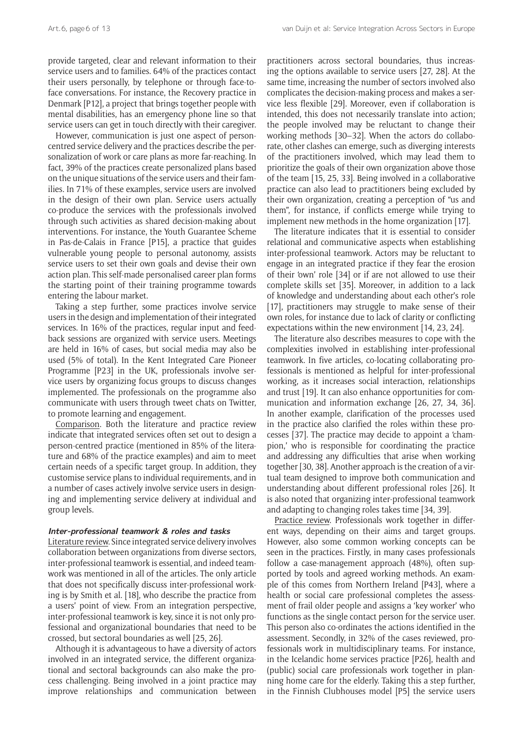provide targeted, clear and relevant information to their service users and to families. 64% of the practices contact their users personally, by telephone or through face-to-face conversations. For instance, the Recovery practice in Denmark [P12], a project that brings together people with mental disabilities, has an emergency phone line so that service users can get in touch directly with their caregiver.

However, communication is just one aspect of person-centred service delivery and the practices describe the personalization of work or care plans as more far-reaching. In fact, 39% of the practices create personalized plans based on the unique situations of the service users and their families. In 71% of these examples, service users are involved in the design of their own plan. Service users actually co-produce the services with the professionals involved through such activities as shared decision-making about interventions. For instance, the Youth Guarantee Scheme in Pas-de-Calais in France [P15], a practice that guides vulnerable young people to personal autonomy, assists service users to set their own goals and devise their own action plan. This self-made personalised career plan forms the starting point of their training programme towards entering the labour market.

Taking a step further, some practices involve service users in the design and implementation of their integrated services. In 16% of the practices, regular input and feedback sessions are organized with service users. Meetings are held in 16% of cases, but social media may also be used (5% of total). In the Kent Integrated Care Pioneer Programme [P23] in the UK, professionals involve service users by organizing focus groups to discuss changes implemented. The professionals on the programme also communicate with users through tweet chats on Twitter, to promote learning and engagement.

Comparison. Both the literature and practice review indicate that integrated services often set out to design a person-centred practice (mentioned in 85% of the literature and 68% of the practice examples) and aim to meet certain needs of a specific target group. In addition, they customise service plans to individual requirements, and in a number of cases actively involve service users in designing and implementing service delivery at individual and group levels.

### *Inter-professional teamwork & roles and tasks*

Literature review. Since integrated service delivery involves collaboration between organizations from diverse sectors, inter-professional teamwork is essential, and indeed teamwork was mentioned in all of the articles. The only article that does not specifically discuss inter-professional working is by Smith et al. [18], who describe the practice from a users' point of view. From an integration perspective, inter-professional teamwork is key, since it is not only professional and organizational boundaries that need to be crossed, but sectoral boundaries as well [25, 26].

Although it is advantageous to have a diversity of actors involved in an integrated service, the different organizational and sectoral backgrounds can also make the process challenging. Being involved in a joint practice may improve relationships and communication between practitioners across sectoral boundaries, thus increasing the options available to service users [27, 28]. At the same time, increasing the number of sectors involved also complicates the decision-making process and makes a service less flexible [29]. Moreover, even if collaboration is intended, this does not necessarily translate into action; the people involved may be reluctant to change their working methods [30–32]. When the actors do collaborate, other clashes can emerge, such as diverging interests of the practitioners involved, which may lead them to prioritize the goals of their own organization above those of the team [15, 25, 33]. Being involved in a collaborative practice can also lead to practitioners being excluded by their own organization, creating a perception of "us and them", for instance, if conflicts emerge while trying to implement new methods in the home organization [17].

The literature indicates that it is essential to consider relational and communicative aspects when establishing inter-professional teamwork. Actors may be reluctant to engage in an integrated practice if they fear the erosion of their 'own' role [34] or if are not allowed to use their complete skills set [35]. Moreover, in addition to a lack of knowledge and understanding about each other's role [17], practitioners may struggle to make sense of their own roles, for instance due to lack of clarity or conflicting expectations within the new environment [14, 23, 24].

The literature also describes measures to cope with the complexities involved in establishing inter-professional teamwork. In five articles, co-locating collaborating professionals is mentioned as helpful for inter-professional working, as it increases social interaction, relationships and trust [19]. It can also enhance opportunities for communication and information exchange [26, 27, 34, 36]. In another example, clarification of the processes used in the practice also clarified the roles within these processes [37]. The practice may decide to appoint a 'champion,' who is responsible for coordinating the practice and addressing any difficulties that arise when working together [30, 38]. Another approach is the creation of a virtual team designed to improve both communication and understanding about different professional roles [26]. It is also noted that organizing inter-professional teamwork and adapting to changing roles takes time [34, 39].

Practice review. Professionals work together in different ways, depending on their aims and target groups. However, also some common working concepts can be seen in the practices. Firstly, in many cases professionals follow a case-management approach (48%), often supported by tools and agreed working methods. An example of this comes from Northern Ireland [P43], where a health or social care professional completes the assessment of frail older people and assigns a 'key worker' who functions as the single contact person for the service user. This person also co-ordinates the actions identified in the assessment. Secondly, in 32% of the cases reviewed, professionals work in multidisciplinary teams. For instance, in the Icelandic home services practice [P26], health and (public) social care professionals work together in planning home care for the elderly. Taking this a step further, in the Finnish Clubhouses model [P5] the service users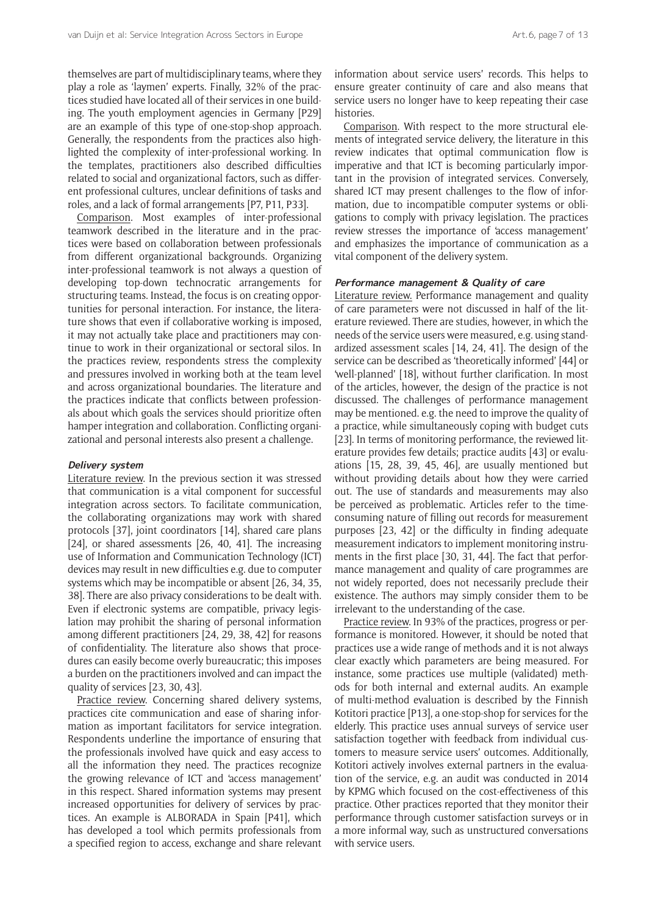themselves are part of multidisciplinary teams, where they play a role as 'laymen' experts. Finally, 32% of the practices studied have located all of their services in one building. The youth employment agencies in Germany [P29] are an example of this type of one-stop-shop approach. Generally, the respondents from the practices also highlighted the complexity of inter-professional working. In the templates, practitioners also described difficulties related to social and organizational factors, such as different professional cultures, unclear definitions of tasks and roles, and a lack of formal arrangements [P7, P11, P33].

Comparison. Most examples of inter-professional teamwork described in the literature and in the practices were based on collaboration between professionals from different organizational backgrounds. Organizing inter-professional teamwork is not always a question of developing top-down technocratic arrangements for structuring teams. Instead, the focus is on creating opportunities for personal interaction. For instance, the literature shows that even if collaborative working is imposed, it may not actually take place and practitioners may continue to work in their organizational or sectoral silos. In the practices review, respondents stress the complexity and pressures involved in working both at the team level and across organizational boundaries. The literature and the practices indicate that conflicts between professionals about which goals the services should prioritize often hamper integration and collaboration. Conflicting organizational and personal interests also present a challenge.

#### Delivery system

Literature review. In the previous section it was stressed that communication is a vital component for successful integration across sectors. To facilitate communication, the collaborating organizations may work with shared protocols [37], joint coordinators [14], shared care plans [24], or shared assessments [26, 40, 41]. The increasing use of Information and Communication Technology (ICT) devices may result in new difficulties e.g. due to computer systems which may be incompatible or absent [26, 34, 35, 38]. There are also privacy considerations to be dealt with. Even if electronic systems are compatible, privacy legislation may prohibit the sharing of personal information among different practitioners [24, 29, 38, 42] for reasons of confidentiality. The literature also shows that procedures can easily become overly bureaucratic; this imposes a burden on the practitioners involved and can impact the quality of services [23, 30, 43].

Practice review. Concerning shared delivery systems, practices cite communication and ease of sharing information as important facilitators for service integration. Respondents underline the importance of ensuring that the professionals involved have quick and easy access to all the information they need. The practices recognize the growing relevance of ICT and 'access management' in this respect. Shared information systems may present increased opportunities for delivery of services by practices. An example is ALBORADA in Spain [P41], which has developed a tool which permits professionals from a specified region to access, exchange and share relevant information about service users' records. This helps to ensure greater continuity of care and also means that service users no longer have to keep repeating their case histories.

Comparison. With respect to the more structural elements of integrated service delivery, the literature in this review indicates that optimal communication flow is imperative and that ICT is becoming particularly important in the provision of integrated services. Conversely, shared ICT may present challenges to the flow of information, due to incompatible computer systems or obligations to comply with privacy legislation. The practices review stresses the importance of 'access management' and emphasizes the importance of communication as a vital component of the delivery system.

#### Performance management & Quality of care

Literature review. Performance management and quality of care parameters were not discussed in half of the literature reviewed. There are studies, however, in which the needs of the service users were measured, e.g. using standardized assessment scales [14, 24, 41]. The design of the service can be described as 'theoretically informed' [44] or 'well-planned' [18], without further clarification. In most of the articles, however, the design of the practice is not discussed. The challenges of performance management may be mentioned. e.g. the need to improve the quality of a practice, while simultaneously coping with budget cuts [23]. In terms of monitoring performance, the reviewed literature provides few details; practice audits [43] or evaluations [15, 28, 39, 45, 46], are usually mentioned but without providing details about how they were carried out. The use of standards and measurements may also be perceived as problematic. Articles refer to the time-consuming nature of filling out records for measurement purposes [23, 42] or the difficulty in finding adequate measurement indicators to implement monitoring instruments in the first place [30, 31, 44]. The fact that performance management and quality of care programmes are not widely reported, does not necessarily preclude their existence. The authors may simply consider them to be irrelevant to the understanding of the case.

Practice review. In 93% of the practices, progress or performance is monitored. However, it should be noted that practices use a wide range of methods and it is not always clear exactly which parameters are being measured. For instance, some practices use multiple (validated) methods for both internal and external audits. An example of multi-method evaluation is described by the Finnish Kotitori practice [P13], a one-stop-shop for services for the elderly. This practice uses annual surveys of service user satisfaction together with feedback from individual customers to measure service users' outcomes. Additionally, Kotitori actively involves external partners in the evaluation of the service, e.g. an audit was conducted in 2014 by KPMG which focused on the cost-effectiveness of this practice. Other practices reported that they monitor their performance through customer satisfaction surveys or in a more informal way, such as unstructured conversations with service users.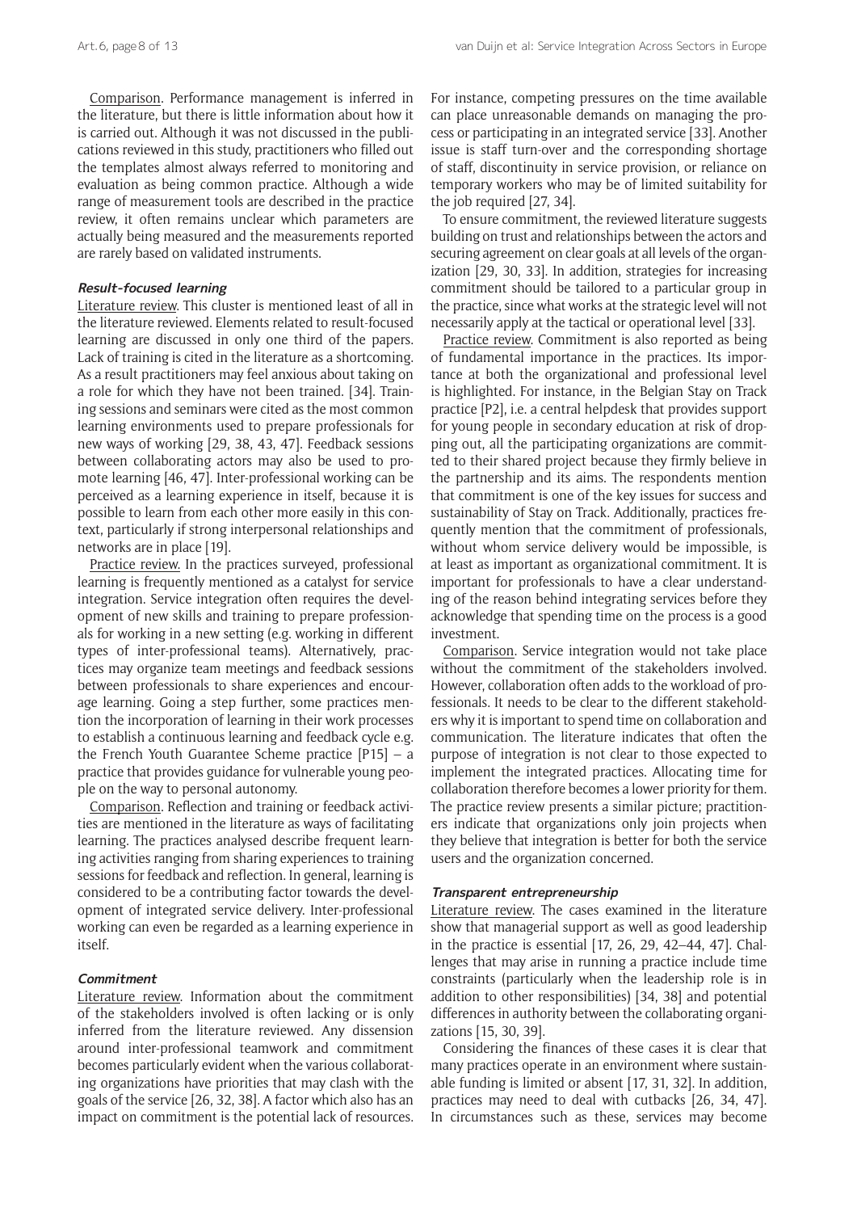Comparison. Performance management is inferred in the literature, but there is little information about how it is carried out. Although it was not discussed in the publications reviewed in this study, practitioners who filled out the templates almost always referred to monitoring and evaluation as being common practice. Although a wide range of measurement tools are described in the practice review, it often remains unclear which parameters are actually being measured and the measurements reported are rarely based on validated instruments.

### Result-focused learning

Literature review. This cluster is mentioned least of all in the literature reviewed. Elements related to result-focused learning are discussed in only one third of the papers. Lack of training is cited in the literature as a shortcoming. As a result practitioners may feel anxious about taking on a role for which they have not been trained. [34]. Training sessions and seminars were cited as the most common learning environments used to prepare professionals for new ways of working [29, 38, 43, 47]. Feedback sessions between collaborating actors may also be used to promote learning [46, 47]. Inter-professional working can be perceived as a learning experience in itself, because it is possible to learn from each other more easily in this context, particularly if strong interpersonal relationships and networks are in place [19].

Practice review. In the practices surveyed, professional learning is frequently mentioned as a catalyst for service integration. Service integration often requires the development of new skills and training to prepare professionals for working in a new setting (e.g. working in different types of inter-professional teams). Alternatively, practices may organize team meetings and feedback sessions between professionals to share experiences and encourage learning. Going a step further, some practices mention the incorporation of learning in their work processes to establish a continuous learning and feedback cycle e.g. the French Youth Guarantee Scheme practice [P15] – a practice that provides guidance for vulnerable young people on the way to personal autonomy.

Comparison. Reflection and training or feedback activities are mentioned in the literature as ways of facilitating learning. The practices analysed describe frequent learning activities ranging from sharing experiences to training sessions for feedback and reflection. In general, learning is considered to be a contributing factor towards the development of integrated service delivery. Inter-professional working can even be regarded as a learning experience in itself.

### Commitment

Literature review. Information about the commitment of the stakeholders involved is often lacking or is only inferred from the literature reviewed. Any dissension around inter-professional teamwork and commitment becomes particularly evident when the various collaborating organizations have priorities that may clash with the goals of the service [26, 32, 38]. A factor which also has an impact on commitment is the potential lack of resources. For instance, competing pressures on the time available can place unreasonable demands on managing the process or participating in an integrated service [33]. Another issue is staff turn-over and the corresponding shortage of staff, discontinuity in service provision, or reliance on temporary workers who may be of limited suitability for the job required [27, 34].

To ensure commitment, the reviewed literature suggests building on trust and relationships between the actors and securing agreement on clear goals at all levels of the organization [29, 30, 33]. In addition, strategies for increasing commitment should be tailored to a particular group in the practice, since what works at the strategic level will not necessarily apply at the tactical or operational level [33].

Practice review. Commitment is also reported as being of fundamental importance in the practices. Its importance at both the organizational and professional level is highlighted. For instance, in the Belgian Stay on Track practice [P2], i.e. a central helpdesk that provides support for young people in secondary education at risk of dropping out, all the participating organizations are committed to their shared project because they firmly believe in the partnership and its aims. The respondents mention that commitment is one of the key issues for success and sustainability of Stay on Track. Additionally, practices frequently mention that the commitment of professionals, without whom service delivery would be impossible, is at least as important as organizational commitment. It is important for professionals to have a clear understanding of the reason behind integrating services before they acknowledge that spending time on the process is a good investment.

Comparison. Service integration would not take place without the commitment of the stakeholders involved. However, collaboration often adds to the workload of professionals. It needs to be clear to the different stakeholders why it is important to spend time on collaboration and communication. The literature indicates that often the purpose of integration is not clear to those expected to implement the integrated practices. Allocating time for collaboration therefore becomes a lower priority for them. The practice review presents a similar picture; practitioners indicate that organizations only join projects when they believe that integration is better for both the service users and the organization concerned.

### Transparent entrepreneurship

Literature review. The cases examined in the literature show that managerial support as well as good leadership in the practice is essential [17, 26, 29, 42–44, 47]. Challenges that may arise in running a practice include time constraints (particularly when the leadership role is in addition to other responsibilities) [34, 38] and potential differences in authority between the collaborating organizations [15, 30, 39].

Considering the finances of these cases it is clear that many practices operate in an environment where sustainable funding is limited or absent [17, 31, 32]. In addition, practices may need to deal with cutbacks [26, 34, 47]. In circumstances such as these, services may become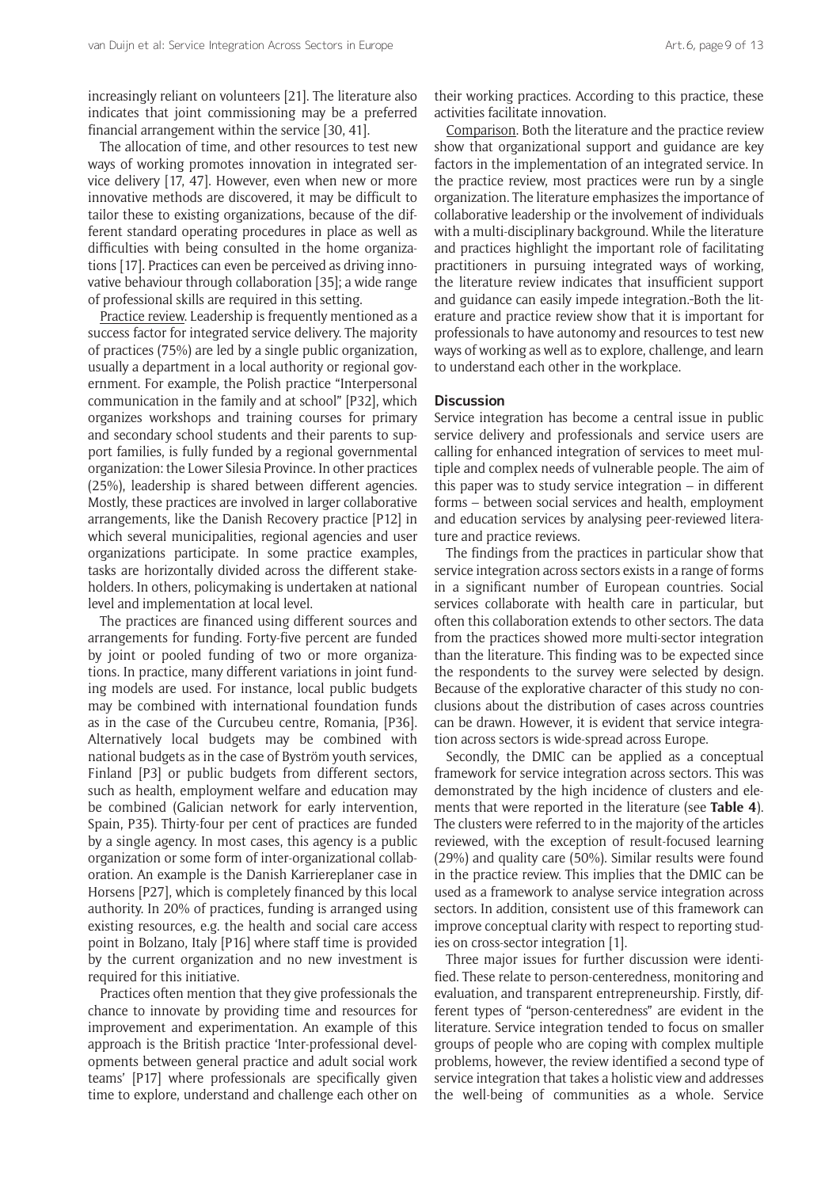increasingly reliant on volunteers [21]. The literature also indicates that joint commissioning may be a preferred financial arrangement within the service [30, 41].

The allocation of time, and other resources to test new ways of working promotes innovation in integrated service delivery [17, 47]. However, even when new or more innovative methods are discovered, it may be difficult to tailor these to existing organizations, because of the different standard operating procedures in place as well as difficulties with being consulted in the home organizations [17]. Practices can even be perceived as driving innovative behaviour through collaboration [35]; a wide range of professional skills are required in this setting.

Practice review. Leadership is frequently mentioned as a success factor for integrated service delivery. The majority of practices (75%) are led by a single public organization, usually a department in a local authority or regional government. For example, the Polish practice "Interpersonal communication in the family and at school" [P32], which organizes workshops and training courses for primary and secondary school students and their parents to support families, is fully funded by a regional governmental organization: the Lower Silesia Province. In other practices (25%), leadership is shared between different agencies. Mostly, these practices are involved in larger collaborative arrangements, like the Danish Recovery practice [P12] in which several municipalities, regional agencies and user organizations participate. In some practice examples, tasks are horizontally divided across the different stakeholders. In others, policymaking is undertaken at national level and implementation at local level.

The practices are financed using different sources and arrangements for funding. Forty-five percent are funded by joint or pooled funding of two or more organizations. In practice, many different variations in joint funding models are used. For instance, local public budgets may be combined with international foundation funds as in the case of the Curcubeu centre, Romania, [P36]. Alternatively local budgets may be combined with national budgets as in the case of Byström youth services, Finland [P3] or public budgets from different sectors, such as health, employment welfare and education may be combined (Galician network for early intervention, Spain, P35). Thirty-four per cent of practices are funded by a single agency. In most cases, this agency is a public organization or some form of inter-organizational collaboration. An example is the Danish Karriereplaner case in Horsens [P27], which is completely financed by this local authority. In 20% of practices, funding is arranged using existing resources, e.g. the health and social care access point in Bolzano, Italy [P16] where staff time is provided by the current organization and no new investment is required for this initiative.

Practices often mention that they give professionals the chance to innovate by providing time and resources for improvement and experimentation. An example of this approach is the British practice 'Inter-professional developments between general practice and adult social work teams' [P17] where professionals are specifically given time to explore, understand and challenge each other on their working practices. According to this practice, these activities facilitate innovation.

Comparison. Both the literature and the practice review show that organizational support and guidance are key factors in the implementation of an integrated service. In the practice review, most practices were run by a single organization. The literature emphasizes the importance of collaborative leadership or the involvement of individuals with a multi-disciplinary background. While the literature and practices highlight the important role of facilitating practitioners in pursuing integrated ways of working, the literature review indicates that insufficient support and guidance can easily impede integration. Both the literature and practice review show that it is important for professionals to have autonomy and resources to test new ways of working as well as to explore, challenge, and learn to understand each other in the workplace.

## Discussion

Service integration has become a central issue in public service delivery and professionals and service users are calling for enhanced integration of services to meet multiple and complex needs of vulnerable people. The aim of this paper was to study service integration – in different forms – between social services and health, employment and education services by analysing peer-reviewed literature and practice reviews.

The findings from the practices in particular show that service integration across sectors exists in a range of forms in a significant number of European countries. Social services collaborate with health care in particular, but often this collaboration extends to other sectors. The data from the practices showed more multi-sector integration than the literature. This finding was to be expected since the respondents to the survey were selected by design. Because of the explorative character of this study no conclusions about the distribution of cases across countries can be drawn. However, it is evident that service integration across sectors is wide-spread across Europe.

Secondly, the DMIC can be applied as a conceptual framework for service integration across sectors. This was demonstrated by the high incidence of clusters and elements that were reported in the literature (see **Table 4**). The clusters were referred to in the majority of the articles reviewed, with the exception of result-focused learning (29%) and quality care (50%). Similar results were found in the practice review. This implies that the DMIC can be used as a framework to analyse service integration across sectors. In addition, consistent use of this framework can improve conceptual clarity with respect to reporting studies on cross-sector integration [1].

Three major issues for further discussion were identified. These relate to person-centeredness, monitoring and evaluation, and transparent entrepreneurship. Firstly, different types of "person-centeredness" are evident in the literature. Service integration tended to focus on smaller groups of people who are coping with complex multiple problems, however, the review identified a second type of service integration that takes a holistic view and addresses the well-being of communities as a whole. Service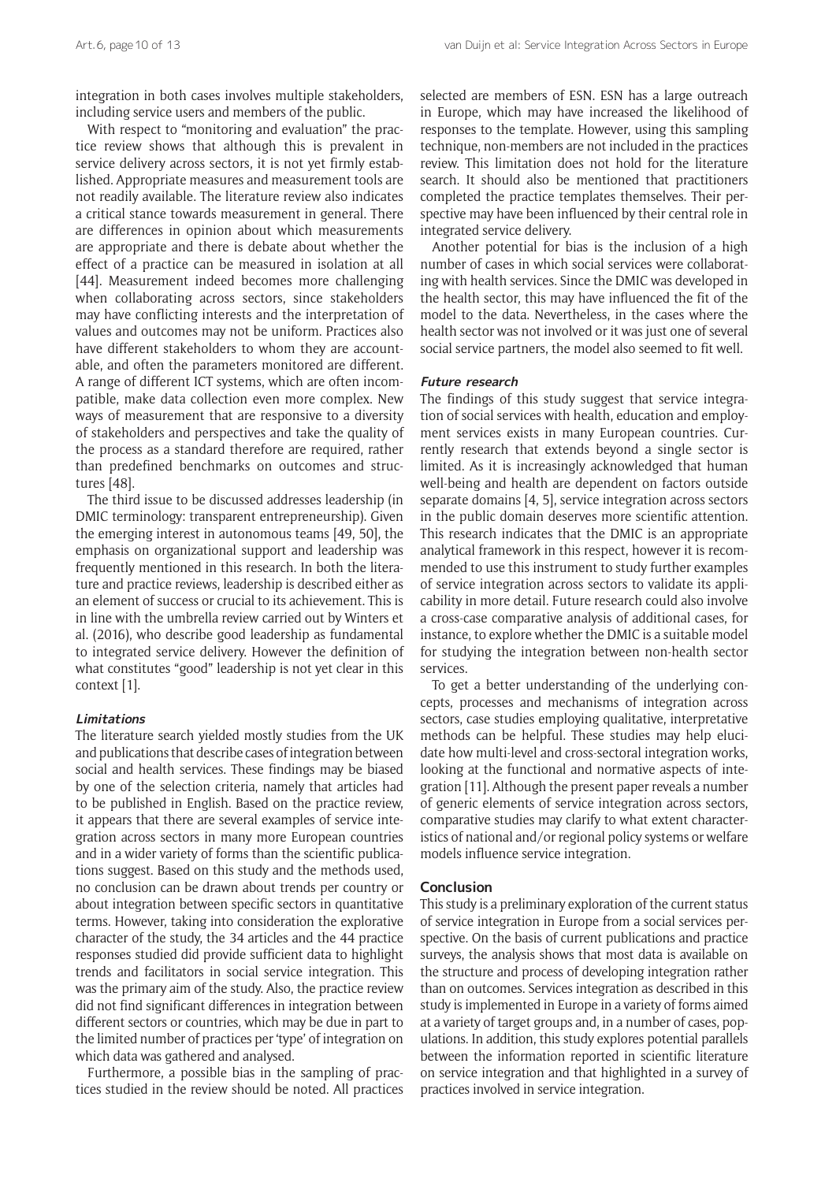integration in both cases involves multiple stakeholders, including service users and members of the public.

With respect to "monitoring and evaluation" the practice review shows that although this is prevalent in service delivery across sectors, it is not yet firmly established. Appropriate measures and measurement tools are not readily available. The literature review also indicates a critical stance towards measurement in general. There are differences in opinion about which measurements are appropriate and there is debate about whether the effect of a practice can be measured in isolation at all [44]. Measurement indeed becomes more challenging when collaborating across sectors, since stakeholders may have conflicting interests and the interpretation of values and outcomes may not be uniform. Practices also have different stakeholders to whom they are accountable, and often the parameters monitored are different. A range of different ICT systems, which are often incompatible, make data collection even more complex. New ways of measurement that are responsive to a diversity of stakeholders and perspectives and take the quality of the process as a standard therefore are required, rather than predefined benchmarks on outcomes and structures [48].

The third issue to be discussed addresses leadership (in DMIC terminology: transparent entrepreneurship). Given the emerging interest in autonomous teams [49, 50], the emphasis on organizational support and leadership was frequently mentioned in this research. In both the literature and practice reviews, leadership is described either as an element of success or crucial to its achievement. This is in line with the umbrella review carried out by Winters et al. (2016), who describe good leadership as fundamental to integrated service delivery. However the definition of what constitutes "good" leadership is not yet clear in this context [1].

#### *Limitations*

The literature search yielded mostly studies from the UK and publications that describe cases of integration between social and health services. These findings may be biased by one of the selection criteria, namely that articles had to be published in English. Based on the practice review, it appears that there are several examples of service integration across sectors in many more European countries and in a wider variety of forms than the scientific publications suggest. Based on this study and the methods used, no conclusion can be drawn about trends per country or about integration between specific sectors in quantitative terms. However, taking into consideration the explorative character of the study, the 34 articles and the 44 practice responses studied did provide sufficient data to highlight trends and facilitators in social service integration. This was the primary aim of the study. Also, the practice review did not find significant differences in integration between different sectors or countries, which may be due in part to the limited number of practices per 'type' of integration on which data was gathered and analysed.

Furthermore, a possible bias in the sampling of practices studied in the review should be noted. All practices selected are members of ESN. ESN has a large outreach in Europe, which may have increased the likelihood of responses to the template. However, using this sampling technique, non-members are not included in the practices review. This limitation does not hold for the literature search. It should also be mentioned that practitioners completed the practice templates themselves. Their perspective may have been influenced by their central role in integrated service delivery.

Another potential for bias is the inclusion of a high number of cases in which social services were collaborating with health services. Since the DMIC was developed in the health sector, this may have influenced the fit of the model to the data. Nevertheless, in the cases where the health sector was not involved or it was just one of several social service partners, the model also seemed to fit well.

#### *Future research*

The findings of this study suggest that service integration of social services with health, education and employment services exists in many European countries. Currently research that extends beyond a single sector is limited. As it is increasingly acknowledged that human well-being and health are dependent on factors outside separate domains [4, 5], service integration across sectors in the public domain deserves more scientific attention. This research indicates that the DMIC is an appropriate analytical framework in this respect, however it is recommended to use this instrument to study further examples of service integration across sectors to validate its applicability in more detail. Future research could also involve a cross-case comparative analysis of additional cases, for instance, to explore whether the DMIC is a suitable model for studying the integration between non-health sector services.

To get a better understanding of the underlying concepts, processes and mechanisms of integration across sectors, case studies employing qualitative, interpretative methods can be helpful. These studies may help elucidate how multi-level and cross-sectoral integration works, looking at the functional and normative aspects of integration [11]. Although the present paper reveals a number of generic elements of service integration across sectors, comparative studies may clarify to what extent characteristics of national and/or regional policy systems or welfare models influence service integration.

### Conclusion

This study is a preliminary exploration of the current status of service integration in Europe from a social services perspective. On the basis of current publications and practice surveys, the analysis shows that most data is available on the structure and process of developing integration rather than on outcomes. Services integration as described in this study is implemented in Europe in a variety of forms aimed at a variety of target groups and, in a number of cases, populations. In addition, this study explores potential parallels between the information reported in scientific literature on service integration and that highlighted in a survey of practices involved in service integration.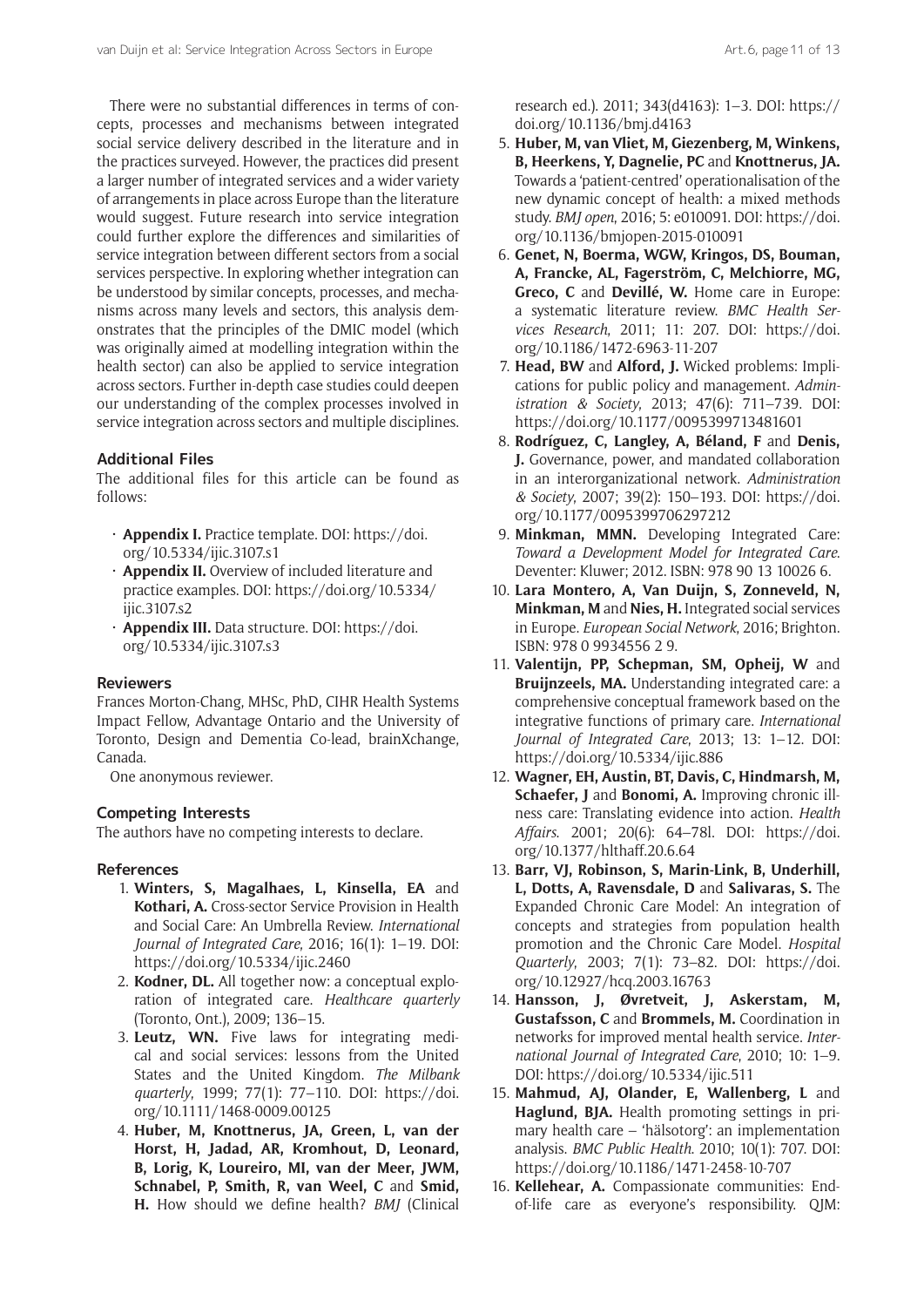There were no substantial differences in terms of concepts, processes and mechanisms between integrated social service delivery described in the literature and in the practices surveyed. However, the practices did present a larger number of integrated services and a wider variety of arrangements in place across Europe than the literature would suggest. Future research into service integration could further explore the differences and similarities of service integration between different sectors from a social services perspective. In exploring whether integration can be understood by similar concepts, processes, and mechanisms across many levels and sectors, this analysis demonstrates that the principles of the DMIC model (which was originally aimed at modelling integration within the health sector) can also be applied to service integration across sectors. Further in-depth case studies could deepen our understanding of the complex processes involved in service integration across sectors and multiple disciplines.

## Additional Files

The additional files for this article can be found as follows:

- **Appendix I.** Practice template. DOI: https://doi.org/10.5334/ijic.3107.s1
- **Appendix II.** Overview of included literature and practice examples. DOI: https://doi.org/10.5334/ijic.3107.s2
- **Appendix III.** Data structure. DOI: https://doi.org/10.5334/ijic.3107.s3

## Reviewers

Frances Morton-Chang, MHSc, PhD, CIHR Health Systems Impact Fellow, Advantage Ontario and the University of Toronto, Design and Dementia Co-lead, brainXchange, Canada.

One anonymous reviewer.

## Competing Interests

The authors have no competing interests to declare.

## References

1. **Winters, S, Magalhaes, L, Kinsella, EA** and **Kothari, A.** Cross-sector Service Provision in Health and Social Care: An Umbrella Review. *International Journal of Integrated Care*, 2016; 16(1): 1–19. DOI: https://doi.org/10.5334/ijic.2460
2. **Kodner, DL.** All together now: a conceptual exploration of integrated care. *Healthcare quarterly* (Toronto, Ont.), 2009; 136–15.
3. **Leutz, WN.** Five laws for integrating medical and social services: lessons from the United States and the United Kingdom. *The Milbank quarterly*, 1999; 77(1): 77–110. DOI: https://doi.org/10.1111/1468-0009.00125
4. **Huber, M, Knottnerus, JA, Green, L, van der Horst, H, Jadad, AR, Kromhout, D, Leonard, B, Lorig, K, Loureiro, MI, van der Meer, JWM, Schnabel, P, Smith, R, van Weel, C** and **Smid, H.** How should we define health? *BMJ* (Clinical research ed.). 2011; 343(d4163): 1–3. DOI: https://doi.org/10.1136/bmj.d4163
5. **Huber, M, van Vliet, M, Giezenberg, M, Winkens, B, Heerkens, Y, Dagnelie, PC** and **Knottnerus, JA.** Towards a 'patient-centred' operationalisation of the new dynamic concept of health: a mixed methods study. *BMJ open*, 2016; 5: e010091. DOI: https://doi.org/10.1136/bmjopen-2015-010091
6. **Genet, N, Boerma, WGW, Kringos, DS, Bouman, A, Francke, AL, Fagerström, C, Melchiorre, MG, Greco, C** and **Devillé, W.** Home care in Europe: a systematic literature review. *BMC Health Services Research*, 2011; 11: 207. DOI: https://doi.org/10.1186/1472-6963-11-207
7. **Head, BW** and **Alford, J.** Wicked problems: Implications for public policy and management. *Administration & Society*, 2013; 47(6): 711–739. DOI: https://doi.org/10.1177/0095399713481601
8. **Rodríguez, C, Langley, A, Béland, F** and **Denis, J.** Governance, power, and mandated collaboration in an interorganizational network. *Administration & Society*, 2007; 39(2): 150–193. DOI: https://doi.org/10.1177/0095399706297212
9. **Minkman, MMN.** Developing Integrated Care: *Toward a Development Model for Integrated Care*. Deventer: Kluwer; 2012. ISBN: 978 90 13 10026 6.
10. **Lara Montero, A, Van Duijn, S, Zonneveld, N, Minkman, M** and **Nies, H.** Integrated social services in Europe. *European Social Network*, 2016; Brighton. ISBN: 978 0 9934556 2 9.
11. **Valentijn, PP, Schepman, SM, Opheij, W** and **Bruijnzeels, MA.** Understanding integrated care: a comprehensive conceptual framework based on the integrative functions of primary care. *International Journal of Integrated Care*, 2013; 13: 1–12. DOI: https://doi.org/10.5334/ijic.886
12. **Wagner, EH, Austin, BT, Davis, C, Hindmarsh, M, Schaefer, J** and **Bonomi, A.** Improving chronic illness care: Translating evidence into action. *Health Affairs*. 2001; 20(6): 64–78l. DOI: https://doi.org/10.1377/hlthaff.20.6.64
13. **Barr, VJ, Robinson, S, Marin-Link, B, Underhill, L, Dotts, A, Ravensdale, D** and **Salivaras, S.** The Expanded Chronic Care Model: An integration of concepts and strategies from population health promotion and the Chronic Care Model. *Hospital Quarterly*, 2003; 7(1): 73–82. DOI: https://doi.org/10.12927/hcq.2003.16763
14. **Hansson, J, Øvretveit, J, Askerstam, M, Gustafsson, C** and **Brommels, M.** Coordination in networks for improved mental health service. *International Journal of Integrated Care*, 2010; 10: 1–9. DOI: https://doi.org/10.5334/ijic.511
15. **Mahmud, AJ, Olander, E, Wallenberg, L** and **Haglund, BJA.** Health promoting settings in primary health care – 'hälsotorg': an implementation analysis. *BMC Public Health*. 2010; 10(1): 707. DOI: https://doi.org/10.1186/1471-2458-10-707
16. **Kellehear, A.** Compassionate communities: End-of-life care as everyone's responsibility. QJM: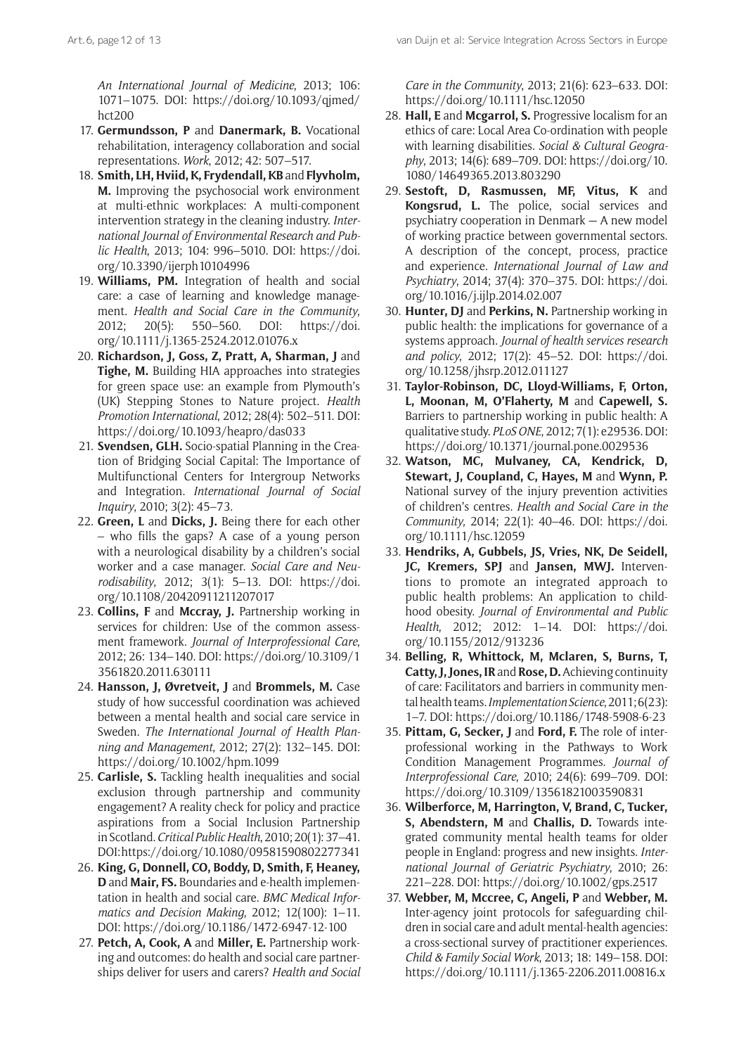*An International Journal of Medicine*, 2013; 106: 1071–1075. DOI: https://doi.org/10.1093/qjmed/hct200

17. **Germundsson, P** and **Danermark, B.** Vocational rehabilitation, interagency collaboration and social representations. *Work*, 2012; 42: 507–517.
18. **Smith, LH, Hviid, K, Frydendall, KB** and **Flyvholm, M.** Improving the psychosocial work environment at multi-ethnic workplaces: A multi-component intervention strategy in the cleaning industry. *International Journal of Environmental Research and Public Health*, 2013; 104: 996–5010. DOI: https://doi.org/10.3390/ijerph10104996
19. **Williams, PM.** Integration of health and social care: a case of learning and knowledge management. *Health and Social Care in the Community*, 2012; 20(5): 550–560. DOI: https://doi.org/10.1111/j.1365-2524.2012.01076.x
20. **Richardson, J, Goss, Z, Pratt, A, Sharman, J** and **Tighe, M.** Building HIA approaches into strategies for green space use: an example from Plymouth's (UK) Stepping Stones to Nature project. *Health Promotion International*, 2012; 28(4): 502–511. DOI: https://doi.org/10.1093/heapro/das033
21. **Svendsen, GLH.** Socio-spatial Planning in the Creation of Bridging Social Capital: The Importance of Multifunctional Centers for Intergroup Networks and Integration. *International Journal of Social Inquiry*, 2010; 3(2): 45–73.
22. **Green, L** and **Dicks, J.** Being there for each other – who fills the gaps? A case of a young person with a neurological disability by a children's social worker and a case manager. *Social Care and Neurodisability*, 2012; 3(1): 5–13. DOI: https://doi.org/10.1108/20420911211207017
23. **Collins, F** and **Mccray, J.** Partnership working in services for children: Use of the common assessment framework. *Journal of Interprofessional Care*, 2012; 26: 134–140. DOI: https://doi.org/10.3109/13561820.2011.630111
24. **Hansson, J, Øvretveit, J** and **Brommels, M.** Case study of how successful coordination was achieved between a mental health and social care service in Sweden. *The International Journal of Health Planning and Management*, 2012; 27(2): 132–145. DOI: https://doi.org/10.1002/hpm.1099
25. **Carlisle, S.** Tackling health inequalities and social exclusion through partnership and community engagement? A reality check for policy and practice aspirations from a Social Inclusion Partnership in Scotland. *Critical Public Health*, 2010; 20(1): 37–41. DOI: https://doi.org/10.1080/09581590802277341
26. **King, G, Donnell, CO, Boddy, D, Smith, F, Heaney, D** and **Mair, FS.** Boundaries and e-health implementation in health and social care. *BMC Medical Informatics and Decision Making*, 2012; 12(100): 1–11. DOI: https://doi.org/10.1186/1472-6947-12-100
27. **Petch, A, Cook, A** and **Miller, E.** Partnership working and outcomes: do health and social care partnerships deliver for users and carers? *Health and Social Care in the Community*, 2013; 21(6): 623–633. DOI: https://doi.org/10.1111/hsc.12050
28. **Hall, E** and **Mcgarrol, S.** Progressive localism for an ethics of care: Local Area Co-ordination with people with learning disabilities. *Social & Cultural Geography*, 2013; 14(6): 689–709. DOI: https://doi.org/10.1080/14649365.2013.803290
29. **Sestoft, D, Rasmussen, MF, Vitus, K** and **Kongsrud, L.** The police, social services and psychiatry cooperation in Denmark — A new model of working practice between governmental sectors. A description of the concept, process, practice and experience. *International Journal of Law and Psychiatry*, 2014; 37(4): 370–375. DOI: https://doi.org/10.1016/j.ijlp.2014.02.007
30. **Hunter, DJ** and **Perkins, N.** Partnership working in public health: the implications for governance of a systems approach. *Journal of health services research and policy*, 2012; 17(2): 45–52. DOI: https://doi.org/10.1258/jhsrp.2012.011127
31. **Taylor-Robinson, DC, Lloyd-Williams, F, Orton, L, Moonan, M, O'Flaherty, M** and **Capewell, S.** Barriers to partnership working in public health: A qualitative study. *PLoS ONE*, 2012; 7(1): e29536. DOI: https://doi.org/10.1371/journal.pone.0029536
32. **Watson, MC, Mulvaney, CA, Kendrick, D, Stewart, J, Coupland, C, Hayes, M** and **Wynn, P.** National survey of the injury prevention activities of children's centres. *Health and Social Care in the Community*, 2014; 22(1): 40–46. DOI: https://doi.org/10.1111/hsc.12059
33. **Hendriks, A, Gubbels, JS, Vries, NK, De Seidell, JC, Kremers, SPJ** and **Jansen, MWJ.** Interventions to promote an integrated approach to public health problems: An application to childhood obesity. *Journal of Environmental and Public Health*, 2012; 2012: 1–14. DOI: https://doi.org/10.1155/2012/913236
34. **Belling, R, Whittock, M, Mclaren, S, Burns, T, Catty, J, Jones, IR** and **Rose, D.** Achieving continuity of care: Facilitators and barriers in community mental health teams. *Implementation Science*, 2011; 6(23): 1–7. DOI: https://doi.org/10.1186/1748-5908-6-23
35. **Pittam, G, Secker, J** and **Ford, F.** The role of interprofessional working in the Pathways to Work Condition Management Programmes. *Journal of Interprofessional Care*, 2010; 24(6): 699–709. DOI: https://doi.org/10.3109/13561821003590831
36. **Wilberforce, M, Harrington, V, Brand, C, Tucker, S, Abendstern, M** and **Challis, D.** Towards integrated community mental health teams for older people in England: progress and new insights. *International Journal of Geriatric Psychiatry*, 2010; 26: 221–228. DOI: https://doi.org/10.1002/gps.2517
37. **Webber, M, Mccree, C, Angeli, P** and **Webber, M.** Inter-agency joint protocols for safeguarding children in social care and adult mental-health agencies: a cross-sectional survey of practitioner experiences. *Child & Family Social Work*, 2013; 18: 149–158. DOI: https://doi.org/10.1111/j.1365-2206.2011.00816.x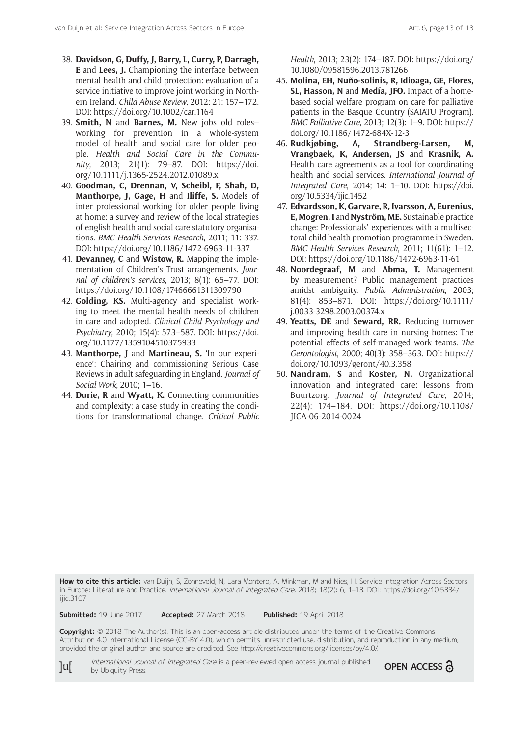38. **Davidson, G, Duffy, J, Barry, L, Curry, P, Darragh, E** and **Lees, J.** Championing the interface between mental health and child protection: evaluation of a service initiative to improve joint working in Northern Ireland. *Child Abuse Review*, 2012; 21: 157–172. DOI: https://doi.org/10.1002/car.1164
39. **Smith, N** and **Barnes, M.** New jobs old roles–working for prevention in a whole-system model of health and social care for older people. *Health and Social Care in the Community*, 2013; 21(1): 79–87. DOI: https://doi.org/10.1111/j.1365-2524.2012.01089.x
40. **Goodman, C, Drennan, V, Scheibl, F, Shah, D, Manthorpe, J, Gage, H** and **Iliffe, S.** Models of inter professional working for older people living at home: a survey and review of the local strategies of english health and social care statutory organisations. *BMC Health Services Research*, 2011; 11: 337. DOI: https://doi.org/10.1186/1472-6963-11-337
41. **Devanney, C** and **Wistow, R.** Mapping the implementation of Children's Trust arrangements. *Journal of children's services*, 2013; 8(1): 65–77. DOI: https://doi.org/10.1108/17466661311309790
42. **Golding, KS.** Multi-agency and specialist working to meet the mental health needs of children in care and adopted. *Clinical Child Psychology and Psychiatry*, 2010; 15(4): 573–587. DOI: https://doi.org/10.1177/1359104510375933
43. **Manthorpe, J** and **Martineau, S.** 'In our experience': Chairing and commissioning Serious Case Reviews in adult safeguarding in England. *Journal of Social Work*, 2010; 1–16.
44. **Durie, R** and **Wyatt, K.** Connecting communities and complexity: a case study in creating the conditions for transformational change. *Critical Public Health*, 2013; 23(2): 174–187. DOI: https://doi.org/10.1080/09581596.2013.781266
45. **Molina, EH, Nuño-solinis, R, Idioaga, GE, Flores, SL, Hasson, N** and **Medía, JFO.** Impact of a home-based social welfare program on care for palliative patients in the Basque Country (SAIATU Program). *BMC Palliative Care*, 2013; 12(3): 1–9. DOI: https://doi.org/10.1186/1472-684X-12-3
46. **Rudkjøbing, A, Strandberg-Larsen, M, Vrangbaek, K, Andersen, JS** and **Krasnik, A.** Health care agreements as a tool for coordinating health and social services. *International Journal of Integrated Care*, 2014; 14: 1–10. DOI: https://doi.org/10.5334/ijic.1452
47. **Edvardsson, K, Garvare, R, Ivarsson, A, Eurenius, E, Mogren, I** and **Nyström, ME.** Sustainable practice change: Professionals' experiences with a multisectoral child health promotion programme in Sweden. *BMC Health Services Research*, 2011; 11(61): 1–12. DOI: https://doi.org/10.1186/1472-6963-11-61
48. **Noordegraaf, M** and **Abma, T.** Management by measurement? Public management practices amidst ambiguity. *Public Administration*, 2003; 81(4): 853–871. DOI: https://doi.org/10.1111/j.0033-3298.2003.00374.x
49. **Yeatts, DE** and **Seward, RR.** Reducing turnover and improving health care in nursing homes: The potential effects of self-managed work teams. *The Gerontologist*, 2000; 40(3): 358–363. DOI: https://doi.org/10.1093/geront/40.3.358
50. **Nandram, S** and **Koster, N.** Organizational innovation and integrated care: lessons from Buurtzorg. *Journal of Integrated Care*, 2014; 22(4): 174–184. DOI: https://doi.org/10.1108/JICA-06-2014-0024

**How to cite this article:** van Duijn, S, Zonneveld, N, Lara Montero, A, Minkman, M and Nies, H. Service Integration Across Sectors in Europe: Literature and Practice. *International Journal of Integrated Care*, 2018; 18(2): 6, 1–13. DOI: https://doi.org/10.5334/ijic.3107

**Submitted:** 19 June 2017 **Accepted:** 27 March 2018 **Published:** 19 April 2018

**Copyright:** © 2018 The Author(s). This is an open-access article distributed under the terms of the Creative Commons Attribution 4.0 International License (CC-BY 4.0), which permits unrestricted use, distribution, and reproduction in any medium, provided the original author and source are credited. See http://creativecommons.org/licenses/by/4.0/.

*International Journal of Integrated Care* is a peer-reviewed open access journal published by Ubiquity Press. **OPEN ACCESS**